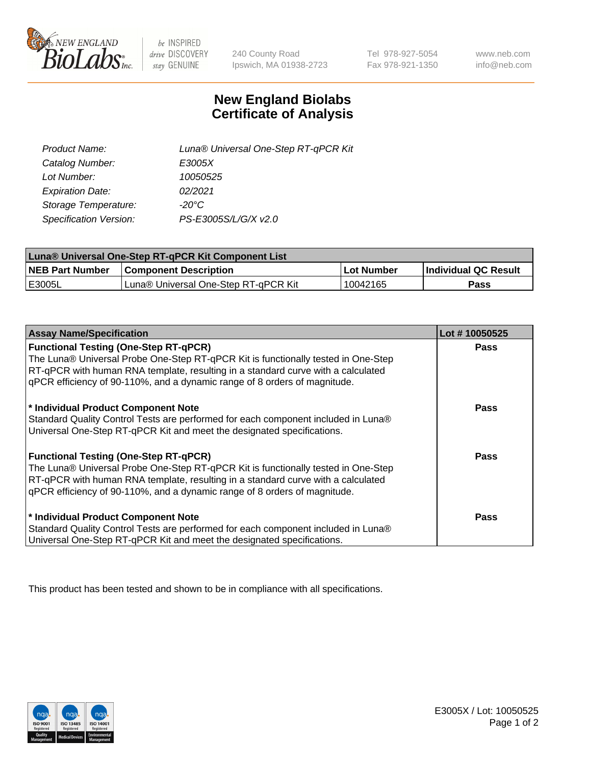# New England Biolabs Certificate of Analysis

| | |
|---|---|
| *Product Name:* | *Luna® Universal One-Step RT-qPCR Kit* |
| *Catalog Number:* | *E3005X* |
| *Lot Number:* | *10050525* |
| *Expiration Date:* | *02/2021* |
| *Storage Temperature:* | *-20°C* |
| *Specification Version:* | *PS-E3005S/L/G/X v2.0* |

| Luna® Universal One-Step RT-qPCR Kit Component List | | | |
|---|---|---|---|
| **NEB Part Number** | **Component Description** | **Lot Number** | **Individual QC Result** |
| E3005L | Luna® Universal One-Step RT-qPCR Kit | 10042165 | **Pass** |

| Assay Name/Specification | Lot # 10050525 |
|---|---|
| **Functional Testing (One-Step RT-qPCR)** The Luna® Universal Probe One-Step RT-qPCR Kit is functionally tested in One-Step RT-qPCR with human RNA template, resulting in a standard curve with a calculated qPCR efficiency of 90-110%, and a dynamic range of 8 orders of magnitude. | **Pass** |
| **\* Individual Product Component Note** Standard Quality Control Tests are performed for each component included in Luna® Universal One-Step RT-qPCR Kit and meet the designated specifications. | **Pass** |
| **Functional Testing (One-Step RT-qPCR)** The Luna® Universal Probe One-Step RT-qPCR Kit is functionally tested in One-Step RT-qPCR with human RNA template, resulting in a standard curve with a calculated qPCR efficiency of 90-110%, and a dynamic range of 8 orders of magnitude. | **Pass** |
| **\* Individual Product Component Note** Standard Quality Control Tests are performed for each component included in Luna® Universal One-Step RT-qPCR Kit and meet the designated specifications. | **Pass** |

This product has been tested and shown to be in compliance with all specifications.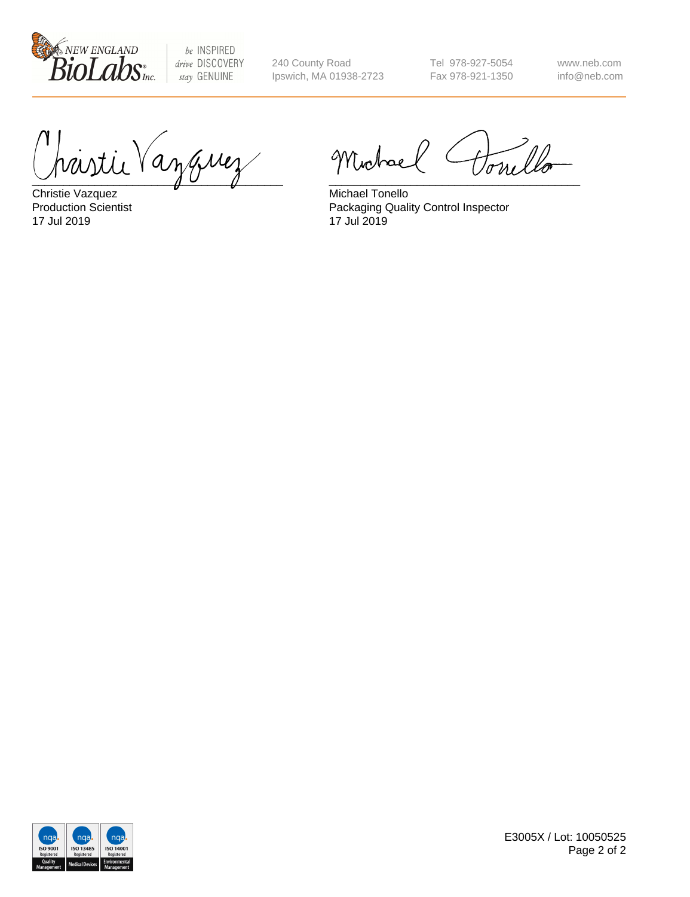Christie Vazquez
Production Scientist
17 Jul 2019

Michael Tonello
Packaging Quality Control Inspector
17 Jul 2019

E3005X / Lot: 10050525